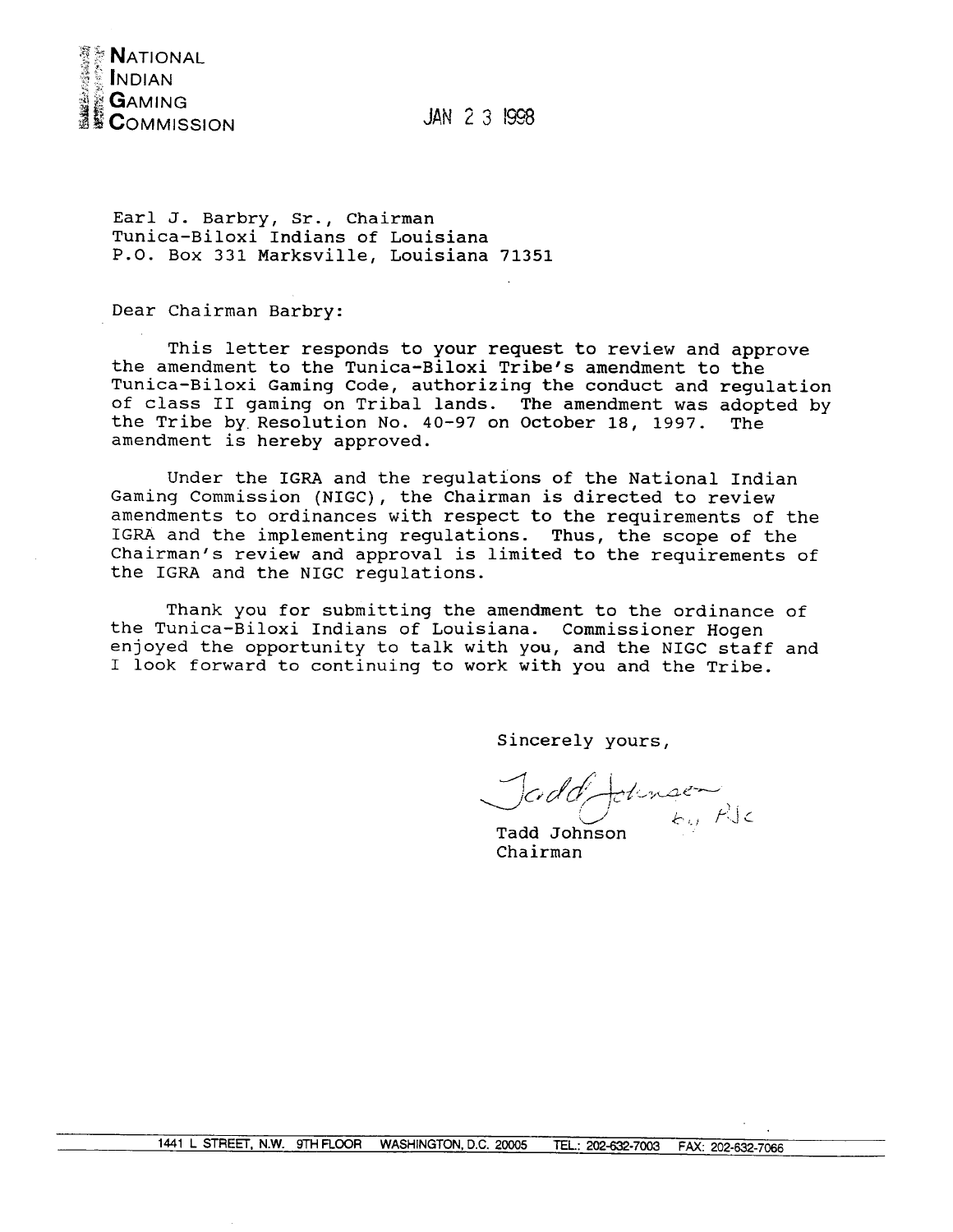**NATIONAL INDIAN GAMING COMMISSION**

JAN 23 1998

Earl J. Barbry, Sr., Chairman
Tunica-Biloxi Indians of Louisiana
P.O. Box 331 Marksville, Louisiana 71351

Dear Chairman Barbry:

This letter responds to your request to review and approve the amendment to the Tunica-Biloxi Tribe's amendment to the Tunica-Biloxi Gaming Code, authorizing the conduct and regulation of class II gaming on Tribal lands. The amendment was adopted by the Tribe by Resolution No. 40-97 on October 18, 1997. The amendment is hereby approved.

Under the IGRA and the regulations of the National Indian Gaming Commission (NIGC), the Chairman is directed to review amendments to ordinances with respect to the requirements of the IGRA and the implementing regulations. Thus, the scope of the Chairman's review and approval is limited to the requirements of the IGRA and the NIGC regulations.

Thank you for submitting the amendment to the ordinance of the Tunica-Biloxi Indians of Louisiana. Commissioner Hogen enjoyed the opportunity to talk with you, and the NIGC staff and I look forward to continuing to work with you and the Tribe.

Sincerely yours,

Tadd Johnson by PJC

Tadd Johnson
Chairman

1441 L STREET, N.W. 9TH FLOOR WASHINGTON, D.C. 20005 TEL.: 202-632-7003 FAX: 202-632-7066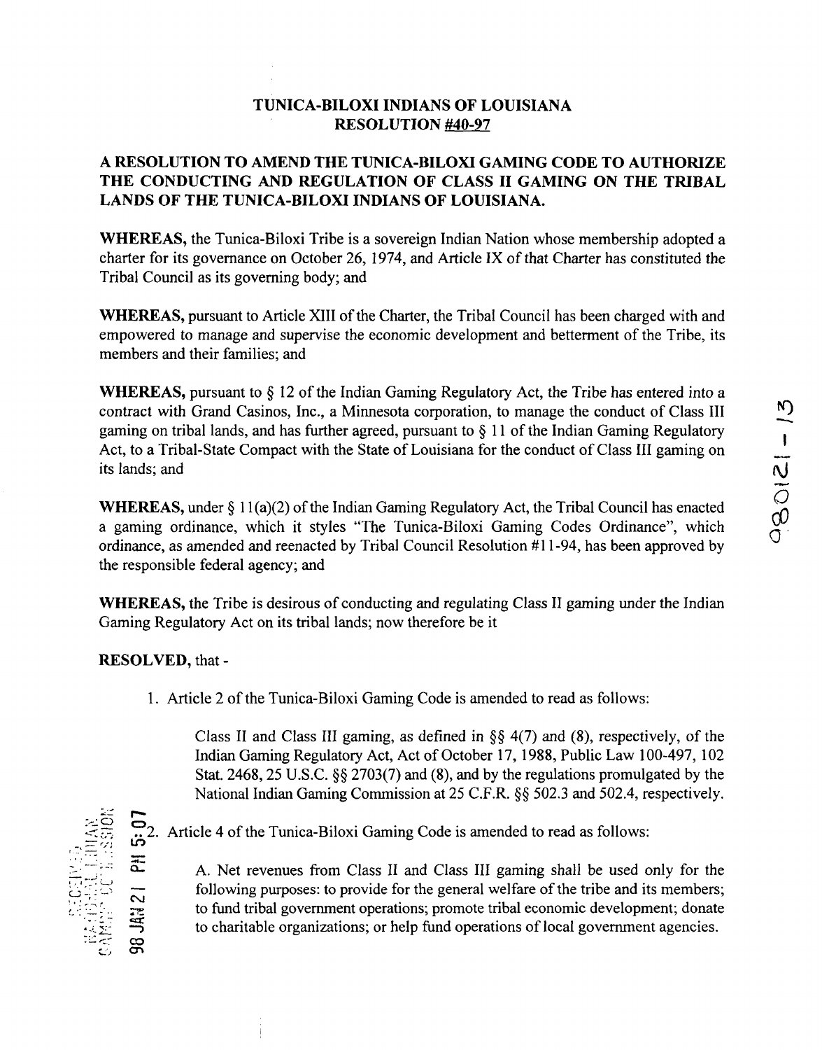**TUNICA-BILOXI INDIANS OF LOUISIANA**
**RESOLUTION #40-97**

**A RESOLUTION TO AMEND THE TUNICA-BILOXI GAMING CODE TO AUTHORIZE THE CONDUCTING AND REGULATION OF CLASS II GAMING ON THE TRIBAL LANDS OF THE TUNICA-BILOXI INDIANS OF LOUISIANA.**

**WHEREAS,** the Tunica-Biloxi Tribe is a sovereign Indian Nation whose membership adopted a charter for its governance on October 26, 1974, and Article IX of that Charter has constituted the Tribal Council as its governing body; and

**WHEREAS,** pursuant to Article XIII of the Charter, the Tribal Council has been charged with and empowered to manage and supervise the economic development and betterment of the Tribe, its members and their families; and

**WHEREAS,** pursuant to § 12 of the Indian Gaming Regulatory Act, the Tribe has entered into a contract with Grand Casinos, Inc., a Minnesota corporation, to manage the conduct of Class III gaming on tribal lands, and has further agreed, pursuant to § 11 of the Indian Gaming Regulatory Act, to a Tribal-State Compact with the State of Louisiana for the conduct of Class III gaming on its lands; and

**WHEREAS,** under § 11(a)(2) of the Indian Gaming Regulatory Act, the Tribal Council has enacted a gaming ordinance, which it styles "The Tunica-Biloxi Gaming Codes Ordinance", which ordinance, as amended and reenacted by Tribal Council Resolution #11-94, has been approved by the responsible federal agency; and

**WHEREAS,** the Tribe is desirous of conducting and regulating Class II gaming under the Indian Gaming Regulatory Act on its tribal lands; now therefore be it

**RESOLVED,** that -

1. Article 2 of the Tunica-Biloxi Gaming Code is amended to read as follows:

   Class II and Class III gaming, as defined in §§ 4(7) and (8), respectively, of the Indian Gaming Regulatory Act, Act of October 17, 1988, Public Law 100-497, 102 Stat. 2468, 25 U.S.C. §§ 2703(7) and (8), and by the regulations promulgated by the National Indian Gaming Commission at 25 C.F.R. §§ 502.3 and 502.4, respectively.

2. Article 4 of the Tunica-Biloxi Gaming Code is amended to read as follows:

   A. Net revenues from Class II and Class III gaming shall be used only for the following purposes: to provide for the general welfare of the tribe and its members; to fund tribal government operations; promote tribal economic development; donate to charitable organizations; or help fund operations of local government agencies.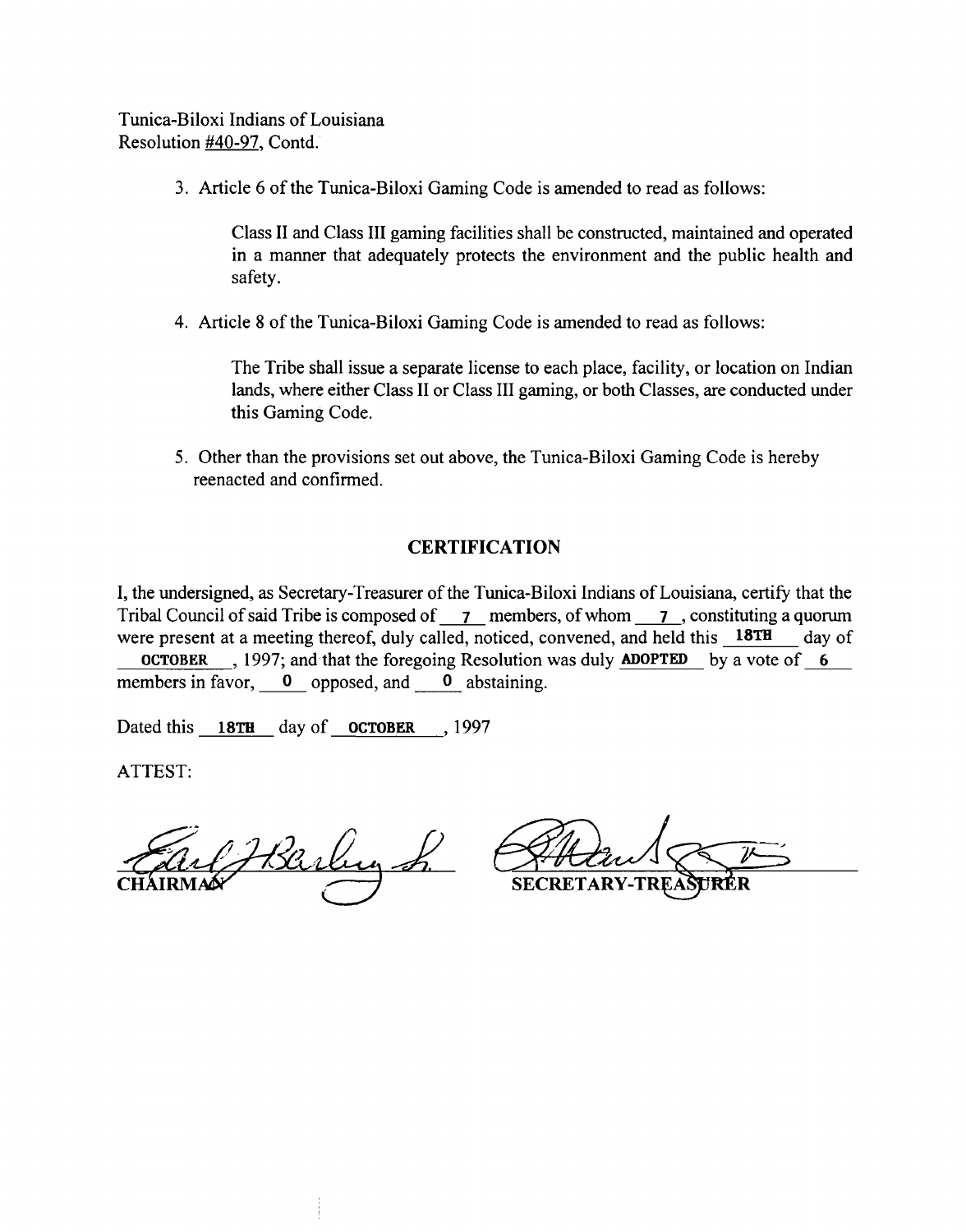Tunica-Biloxi Indians of Louisiana
Resolution #40-97, Contd.

3. Article 6 of the Tunica-Biloxi Gaming Code is amended to read as follows:

   Class II and Class III gaming facilities shall be constructed, maintained and operated in a manner that adequately protects the environment and the public health and safety.

4. Article 8 of the Tunica-Biloxi Gaming Code is amended to read as follows:

   The Tribe shall issue a separate license to each place, facility, or location on Indian lands, where either Class II or Class III gaming, or both Classes, are conducted under this Gaming Code.

5. Other than the provisions set out above, the Tunica-Biloxi Gaming Code is hereby reenacted and confirmed.

## CERTIFICATION

I, the undersigned, as Secretary-Treasurer of the Tunica-Biloxi Indians of Louisiana, certify that the Tribal Council of said Tribe is composed of 7 members, of whom 7, constituting a quorum were present at a meeting thereof, duly called, noticed, convened, and held this **18TH** day of **OCTOBER**, 1997; and that the foregoing Resolution was duly **ADOPTED** by a vote of **6** members in favor, **0** opposed, and **0** abstaining.

Dated this **18TH** day of **OCTOBER**, 1997

ATTEST:

**CHAIRMAN**

**SECRETARY-TREASURER**